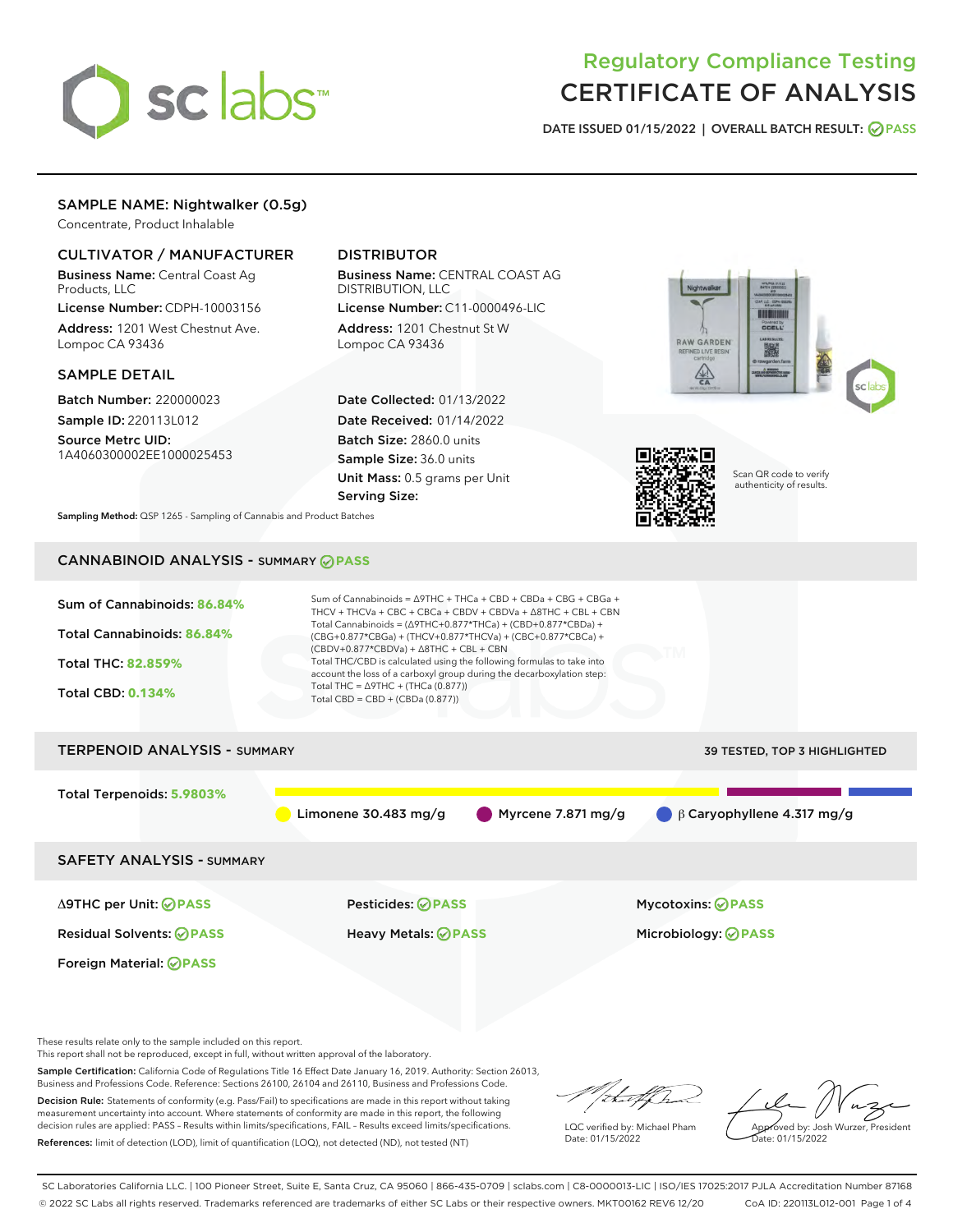# Regulatory Compliance Testing
# CERTIFICATE OF ANALYSIS

DATE ISSUED 01/15/2022 | OVERALL BATCH RESULT: PASS

## SAMPLE NAME: Nightwalker (0.5g)

Concentrate, Product Inhalable

### CULTIVATOR / MANUFACTURER

**Business Name:** Central Coast Ag Products, LLC

**License Number:** CDPH-10003156

**Address:** 1201 West Chestnut Ave. Lompoc CA 93436

### DISTRIBUTOR

**Business Name:** CENTRAL COAST AG DISTRIBUTION, LLC

**License Number:** C11-0000496-LIC

**Address:** 1201 Chestnut St W Lompoc CA 93436

### SAMPLE DETAIL

**Batch Number:** 220000023

**Sample ID:** 220113L012

**Source Metrc UID:** 1A4060300002EE1000025453

**Date Collected:** 01/13/2022

**Date Received:** 01/14/2022

**Batch Size:** 2860.0 units

**Sample Size:** 36.0 units

**Unit Mass:** 0.5 grams per Unit

**Serving Size:**

Scan QR code to verify authenticity of results.

**Sampling Method:** QSP 1265 - Sampling of Cannabis and Product Batches

## CANNABINOID ANALYSIS - SUMMARY PASS

Sum of Cannabinoids: **86.84%**

Total Cannabinoids: **86.84%**

Total THC: **82.859%**

Total CBD: **0.134%**

Sum of Cannabinoids = Δ9THC + THCa + CBD + CBDa + CBG + CBGa + THCV + THCVa + CBC + CBCa + CBDV + CBDVa + Δ8THC + CBL + CBN

Total Cannabinoids = (Δ9THC+0.877*THCa) + (CBD+0.877*CBDa) + (CBG+0.877*CBGa) + (THCV+0.877*THCVa) + (CBC+0.877*CBCa) + (CBDV+0.877*CBDVa) + Δ8THC + CBL + CBN

Total THC/CBD is calculated using the following formulas to take into account the loss of a carboxyl group during the decarboxylation step:

Total THC = Δ9THC + (THCa (0.877))

Total CBD = CBD + (CBDa (0.877))

## TERPENOID ANALYSIS - SUMMARY

39 TESTED, TOP 3 HIGHLIGHTED

Total Terpenoids: **5.9803%**

Limonene 30.483 mg/g | Myrcene 7.871 mg/g | β Caryophyllene 4.317 mg/g

## SAFETY ANALYSIS - SUMMARY

| | | |
|---|---|---|
| Δ9THC per Unit: PASS | Pesticides: PASS | Mycotoxins: PASS |
| Residual Solvents: PASS | Heavy Metals: PASS | Microbiology: PASS |
| Foreign Material: PASS | | |

These results relate only to the sample included on this report.
This report shall not be reproduced, except in full, without written approval of the laboratory.

**Sample Certification:** California Code of Regulations Title 16 Effect Date January 16, 2019. Authority: Section 26013, Business and Professions Code. Reference: Sections 26100, 26104 and 26110, Business and Professions Code.

**Decision Rule:** Statements of conformity (e.g. Pass/Fail) to specifications are made in this report without taking measurement uncertainty into account. Where statements of conformity are made in this report, the following decision rules are applied: PASS - Results within limits/specifications, FAIL - Results exceed limits/specifications.

**References:** limit of detection (LOD), limit of quantification (LOQ), not detected (ND), not tested (NT)

LQC verified by: Michael Pham
Date: 01/15/2022

Approved by: Josh Wurzer, President
Date: 01/15/2022

SC Laboratories California LLC. | 100 Pioneer Street, Suite E, Santa Cruz, CA 95060 | 866-435-0709 | sclabs.com | C8-0000013-LIC | ISO/IES 17025:2017 PJLA Accreditation Number 87168
© 2022 SC Labs all rights reserved. Trademarks referenced are trademarks of either SC Labs or their respective owners. MKT00162 REV6 12/20 CoA ID: 220113L012-001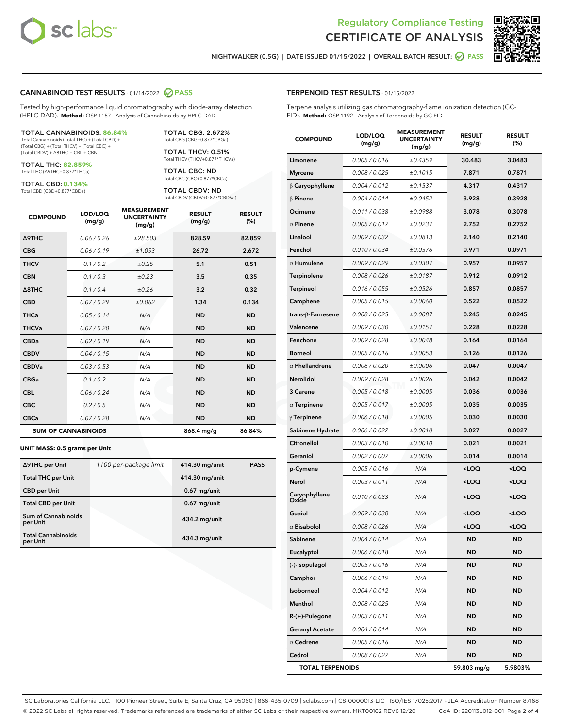Regulatory Compliance Testing
# CERTIFICATE OF ANALYSIS

NIGHTWALKER (0.5G) | DATE ISSUED 01/15/2022 | OVERALL BATCH RESULT: PASS

## CANNABINOID TEST RESULTS - 01/14/2022 PASS

Tested by high-performance liquid chromatography with diode-array detection (HPLC-DAD). **Method:** QSP 1157 - Analysis of Cannabinoids by HPLC-DAD

**TOTAL CANNABINOIDS: 86.84%**
Total Cannabinoids (Total THC) + (Total CBD) + (Total CBG) + (Total THCV) + (Total CBC) + (Total CBDV) + Δ8THC + CBL + CBN

**TOTAL THC: 82.859%**
Total THC (Δ9THC+0.877*THCa)

**TOTAL CBD: 0.134%**
Total CBD (CBD+0.877*CBDa)

**TOTAL CBG: 2.672%**
Total CBG (CBG+0.877*CBGa)

**TOTAL THCV: 0.51%**
Total THCV (THCV+0.877*THCVa)

**TOTAL CBC: ND**
Total CBC (CBC+0.877*CBCa)

**TOTAL CBDV: ND**
Total CBDV (CBDV+0.877*CBDVa)

| COMPOUND | LOD/LOQ (mg/g) | MEASUREMENT UNCERTAINTY (mg/g) | RESULT (mg/g) | RESULT (%) |
|---|---|---|---|---|
| Δ9THC | 0.06 / 0.26 | ±28.503 | 828.59 | 82.859 |
| CBG | 0.06 / 0.19 | ±1.053 | 26.72 | 2.672 |
| THCV | 0.1 / 0.2 | ±0.25 | 5.1 | 0.51 |
| CBN | 0.1 / 0.3 | ±0.23 | 3.5 | 0.35 |
| Δ8THC | 0.1 / 0.4 | ±0.26 | 3.2 | 0.32 |
| CBD | 0.07 / 0.29 | ±0.062 | 1.34 | 0.134 |
| THCa | 0.05 / 0.14 | N/A | ND | ND |
| THCVa | 0.07 / 0.20 | N/A | ND | ND |
| CBDa | 0.02 / 0.19 | N/A | ND | ND |
| CBDV | 0.04 / 0.15 | N/A | ND | ND |
| CBDVa | 0.03 / 0.53 | N/A | ND | ND |
| CBGa | 0.1 / 0.2 | N/A | ND | ND |
| CBL | 0.06 / 0.24 | N/A | ND | ND |
| CBC | 0.2 / 0.5 | N/A | ND | ND |
| CBCa | 0.07 / 0.28 | N/A | ND | ND |
| **SUM OF CANNABINOIDS** | | | 868.4 mg/g | 86.84% |

**UNIT MASS: 0.5 grams per Unit**

| | | | |
|---|---|---|---|
| Δ9THC per Unit | 1100 per-package limit | 414.30 mg/unit | PASS |
| Total THC per Unit | | 414.30 mg/unit | |
| CBD per Unit | | 0.67 mg/unit | |
| Total CBD per Unit | | 0.67 mg/unit | |
| Sum of Cannabinoids per Unit | | 434.2 mg/unit | |
| Total Cannabinoids per Unit | | 434.3 mg/unit | |

## TERPENOID TEST RESULTS - 01/15/2022

Terpene analysis utilizing gas chromatography-flame ionization detection (GC-FID). **Method:** QSP 1192 - Analysis of Terpenoids by GC-FID

| COMPOUND | LOD/LOQ (mg/g) | MEASUREMENT UNCERTAINTY (mg/g) | RESULT (mg/g) | RESULT (%) |
|---|---|---|---|---|
| Limonene | 0.005 / 0.016 | ±0.4359 | 30.483 | 3.0483 |
| Myrcene | 0.008 / 0.025 | ±0.1015 | 7.871 | 0.7871 |
| β Caryophyllene | 0.004 / 0.012 | ±0.1537 | 4.317 | 0.4317 |
| β Pinene | 0.004 / 0.014 | ±0.0452 | 3.928 | 0.3928 |
| Ocimene | 0.011 / 0.038 | ±0.0988 | 3.078 | 0.3078 |
| α Pinene | 0.005 / 0.017 | ±0.0237 | 2.752 | 0.2752 |
| Linalool | 0.009 / 0.032 | ±0.0813 | 2.140 | 0.2140 |
| Fenchol | 0.010 / 0.034 | ±0.0376 | 0.971 | 0.0971 |
| α Humulene | 0.009 / 0.029 | ±0.0307 | 0.957 | 0.0957 |
| Terpinolene | 0.008 / 0.026 | ±0.0187 | 0.912 | 0.0912 |
| Terpineol | 0.016 / 0.055 | ±0.0526 | 0.857 | 0.0857 |
| Camphene | 0.005 / 0.015 | ±0.0060 | 0.522 | 0.0522 |
| trans-β-Farnesene | 0.008 / 0.025 | ±0.0087 | 0.245 | 0.0245 |
| Valencene | 0.009 / 0.030 | ±0.0157 | 0.228 | 0.0228 |
| Fenchone | 0.009 / 0.028 | ±0.0048 | 0.164 | 0.0164 |
| Borneol | 0.005 / 0.016 | ±0.0053 | 0.126 | 0.0126 |
| α Phellandrene | 0.006 / 0.020 | ±0.0006 | 0.047 | 0.0047 |
| Nerolidol | 0.009 / 0.028 | ±0.0026 | 0.042 | 0.0042 |
| 3 Carene | 0.005 / 0.018 | ±0.0005 | 0.036 | 0.0036 |
| α Terpinene | 0.005 / 0.017 | ±0.0005 | 0.035 | 0.0035 |
| γ Terpinene | 0.006 / 0.018 | ±0.0005 | 0.030 | 0.0030 |
| Sabinene Hydrate | 0.006 / 0.022 | ±0.0010 | 0.027 | 0.0027 |
| Citronellol | 0.003 / 0.010 | ±0.0010 | 0.021 | 0.0021 |
| Geraniol | 0.002 / 0.007 | ±0.0006 | 0.014 | 0.0014 |
| p-Cymene | 0.005 / 0.016 | N/A | <LOQ | <LOQ |
| Nerol | 0.003 / 0.011 | N/A | <LOQ | <LOQ |
| Caryophyllene Oxide | 0.010 / 0.033 | N/A | <LOQ | <LOQ |
| Guaiol | 0.009 / 0.030 | N/A | <LOQ | <LOQ |
| α Bisabolol | 0.008 / 0.026 | N/A | <LOQ | <LOQ |
| Sabinene | 0.004 / 0.014 | N/A | ND | ND |
| Eucalyptol | 0.006 / 0.018 | N/A | ND | ND |
| (-)-Isopulegol | 0.005 / 0.016 | N/A | ND | ND |
| Camphor | 0.006 / 0.019 | N/A | ND | ND |
| Isoborneol | 0.004 / 0.012 | N/A | ND | ND |
| Menthol | 0.008 / 0.025 | N/A | ND | ND |
| R-(+)-Pulegone | 0.003 / 0.011 | N/A | ND | ND |
| Geranyl Acetate | 0.004 / 0.014 | N/A | ND | ND |
| α Cedrene | 0.005 / 0.016 | N/A | ND | ND |
| Cedrol | 0.008 / 0.027 | N/A | ND | ND |
| **TOTAL TERPENOIDS** | | | 59.803 mg/g | 5.9803% |

SC Laboratories California LLC. | 100 Pioneer Street, Suite E, Santa Cruz, CA 95060 | 866-435-0709 | sclabs.com | C8-0000013-LIC | ISO/IES 17025:2017 PJLA Accreditation Number 87168
© 2022 SC Labs all rights reserved. Trademarks referenced are trademarks of either SC Labs or their respective owners. MKT00162 REV6 12/20 CoA ID: 220113L012-001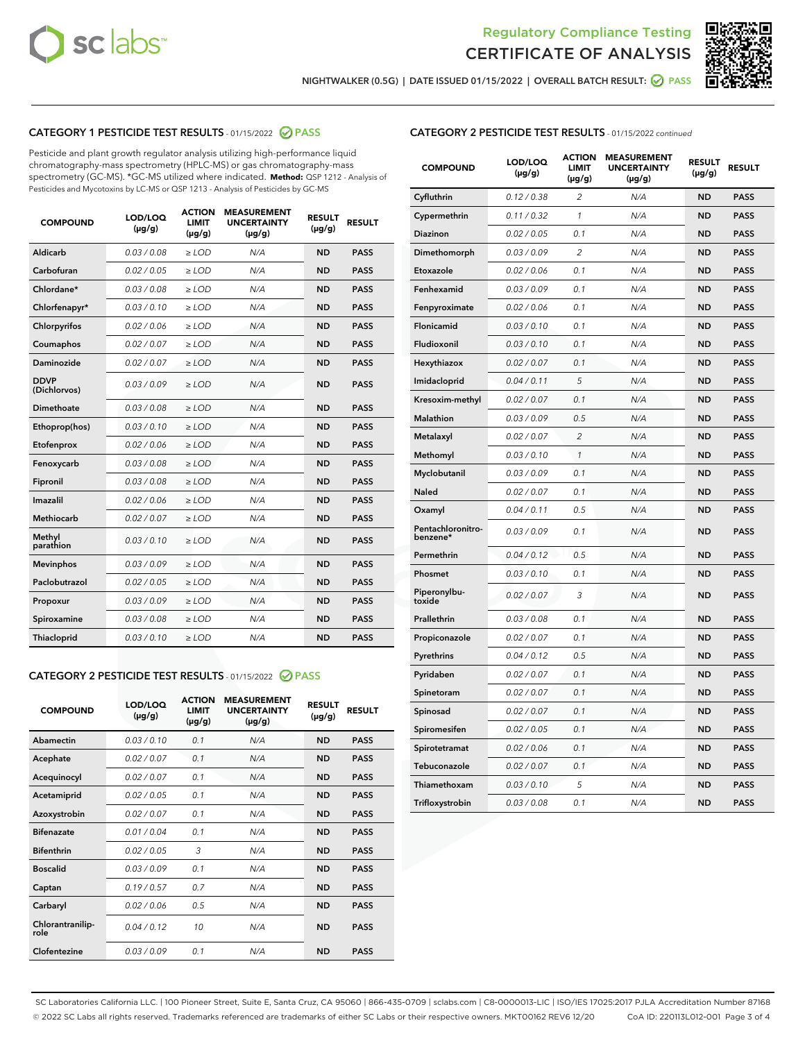Regulatory Compliance Testing
CERTIFICATE OF ANALYSIS

NIGHTWALKER (0.5G) | DATE ISSUED 01/15/2022 | OVERALL BATCH RESULT: PASS

## CATEGORY 1 PESTICIDE TEST RESULTS - 01/15/2022 PASS

Pesticide and plant growth regulator analysis utilizing high-performance liquid chromatography-mass spectrometry (HPLC-MS) or gas chromatography-mass spectrometry (GC-MS). *GC-MS utilized where indicated. **Method:** QSP 1212 - Analysis of Pesticides and Mycotoxins by LC-MS or QSP 1213 - Analysis of Pesticides by GC-MS

| COMPOUND | LOD/LOQ (µg/g) | ACTION LIMIT (µg/g) | MEASUREMENT UNCERTAINTY (µg/g) | RESULT (µg/g) | RESULT |
|---|---|---|---|---|---|
| Aldicarb | 0.03 / 0.08 | ≥ LOD | N/A | ND | PASS |
| Carbofuran | 0.02 / 0.05 | ≥ LOD | N/A | ND | PASS |
| Chlordane* | 0.03 / 0.08 | ≥ LOD | N/A | ND | PASS |
| Chlorfenapyr* | 0.03 / 0.10 | ≥ LOD | N/A | ND | PASS |
| Chlorpyrifos | 0.02 / 0.06 | ≥ LOD | N/A | ND | PASS |
| Coumaphos | 0.02 / 0.07 | ≥ LOD | N/A | ND | PASS |
| Daminozide | 0.02 / 0.07 | ≥ LOD | N/A | ND | PASS |
| DDVP (Dichlorvos) | 0.03 / 0.09 | ≥ LOD | N/A | ND | PASS |
| Dimethoate | 0.03 / 0.08 | ≥ LOD | N/A | ND | PASS |
| Ethoprop(hos) | 0.03 / 0.10 | ≥ LOD | N/A | ND | PASS |
| Etofenprox | 0.02 / 0.06 | ≥ LOD | N/A | ND | PASS |
| Fenoxycarb | 0.03 / 0.08 | ≥ LOD | N/A | ND | PASS |
| Fipronil | 0.03 / 0.08 | ≥ LOD | N/A | ND | PASS |
| Imazalil | 0.02 / 0.06 | ≥ LOD | N/A | ND | PASS |
| Methiocarb | 0.02 / 0.07 | ≥ LOD | N/A | ND | PASS |
| Methyl parathion | 0.03 / 0.10 | ≥ LOD | N/A | ND | PASS |
| Mevinphos | 0.03 / 0.09 | ≥ LOD | N/A | ND | PASS |
| Paclobutrazol | 0.02 / 0.05 | ≥ LOD | N/A | ND | PASS |
| Propoxur | 0.03 / 0.09 | ≥ LOD | N/A | ND | PASS |
| Spiroxamine | 0.03 / 0.08 | ≥ LOD | N/A | ND | PASS |
| Thiacloprid | 0.03 / 0.10 | ≥ LOD | N/A | ND | PASS |

## CATEGORY 2 PESTICIDE TEST RESULTS - 01/15/2022 PASS

| COMPOUND | LOD/LOQ (µg/g) | ACTION LIMIT (µg/g) | MEASUREMENT UNCERTAINTY (µg/g) | RESULT (µg/g) | RESULT |
|---|---|---|---|---|---|
| Abamectin | 0.03 / 0.10 | 0.1 | N/A | ND | PASS |
| Acephate | 0.02 / 0.07 | 0.1 | N/A | ND | PASS |
| Acequinocyl | 0.02 / 0.07 | 0.1 | N/A | ND | PASS |
| Acetamiprid | 0.02 / 0.05 | 0.1 | N/A | ND | PASS |
| Azoxystrobin | 0.02 / 0.07 | 0.1 | N/A | ND | PASS |
| Bifenazate | 0.01 / 0.04 | 0.1 | N/A | ND | PASS |
| Bifenthrin | 0.02 / 0.05 | 3 | N/A | ND | PASS |
| Boscalid | 0.03 / 0.09 | 0.1 | N/A | ND | PASS |
| Captan | 0.19 / 0.57 | 0.7 | N/A | ND | PASS |
| Carbaryl | 0.02 / 0.06 | 0.5 | N/A | ND | PASS |
| Chlorantraniliprole | 0.04 / 0.12 | 10 | N/A | ND | PASS |
| Clofentezine | 0.03 / 0.09 | 0.1 | N/A | ND | PASS |
| Cyfluthrin | 0.12 / 0.38 | 2 | N/A | ND | PASS |
| Cypermethrin | 0.11 / 0.32 | 1 | N/A | ND | PASS |
| Diazinon | 0.02 / 0.05 | 0.1 | N/A | ND | PASS |
| Dimethomorph | 0.03 / 0.09 | 2 | N/A | ND | PASS |
| Etoxazole | 0.02 / 0.06 | 0.1 | N/A | ND | PASS |
| Fenhexamid | 0.03 / 0.09 | 0.1 | N/A | ND | PASS |
| Fenpyroximate | 0.02 / 0.06 | 0.1 | N/A | ND | PASS |
| Flonicamid | 0.03 / 0.10 | 0.1 | N/A | ND | PASS |
| Fludioxonil | 0.03 / 0.10 | 0.1 | N/A | ND | PASS |
| Hexythiazox | 0.02 / 0.07 | 0.1 | N/A | ND | PASS |
| Imidacloprid | 0.04 / 0.11 | 5 | N/A | ND | PASS |
| Kresoxim-methyl | 0.02 / 0.07 | 0.1 | N/A | ND | PASS |
| Malathion | 0.03 / 0.09 | 0.5 | N/A | ND | PASS |
| Metalaxyl | 0.02 / 0.07 | 2 | N/A | ND | PASS |
| Methomyl | 0.03 / 0.10 | 1 | N/A | ND | PASS |
| Myclobutanil | 0.03 / 0.09 | 0.1 | N/A | ND | PASS |
| Naled | 0.02 / 0.07 | 0.1 | N/A | ND | PASS |
| Oxamyl | 0.04 / 0.11 | 0.5 | N/A | ND | PASS |
| Pentachloronitrobenzene* | 0.03 / 0.09 | 0.1 | N/A | ND | PASS |
| Permethrin | 0.04 / 0.12 | 0.5 | N/A | ND | PASS |
| Phosmet | 0.03 / 0.10 | 0.1 | N/A | ND | PASS |
| Piperonylbutoxide | 0.02 / 0.07 | 3 | N/A | ND | PASS |
| Prallethrin | 0.03 / 0.08 | 0.1 | N/A | ND | PASS |
| Propiconazole | 0.02 / 0.07 | 0.1 | N/A | ND | PASS |
| Pyrethrins | 0.04 / 0.12 | 0.5 | N/A | ND | PASS |
| Pyridaben | 0.02 / 0.07 | 0.1 | N/A | ND | PASS |
| Spinetoram | 0.02 / 0.07 | 0.1 | N/A | ND | PASS |
| Spinosad | 0.02 / 0.07 | 0.1 | N/A | ND | PASS |
| Spiromesifen | 0.02 / 0.05 | 0.1 | N/A | ND | PASS |
| Spirotetramat | 0.02 / 0.06 | 0.1 | N/A | ND | PASS |
| Tebuconazole | 0.02 / 0.07 | 0.1 | N/A | ND | PASS |
| Thiamethoxam | 0.03 / 0.10 | 5 | N/A | ND | PASS |
| Trifloxystrobin | 0.03 / 0.08 | 0.1 | N/A | ND | PASS |

SC Laboratories California LLC. | 100 Pioneer Street, Suite E, Santa Cruz, CA 95060 | 866-435-0709 | sclabs.com | C8-0000013-LIC | ISO/IES 17025:2017 PJLA Accreditation Number 87168
© 2022 SC Labs all rights reserved. Trademarks referenced are trademarks of either SC Labs or their respective owners. MKT00162 REV6 12/20 CoA ID: 220113L012-001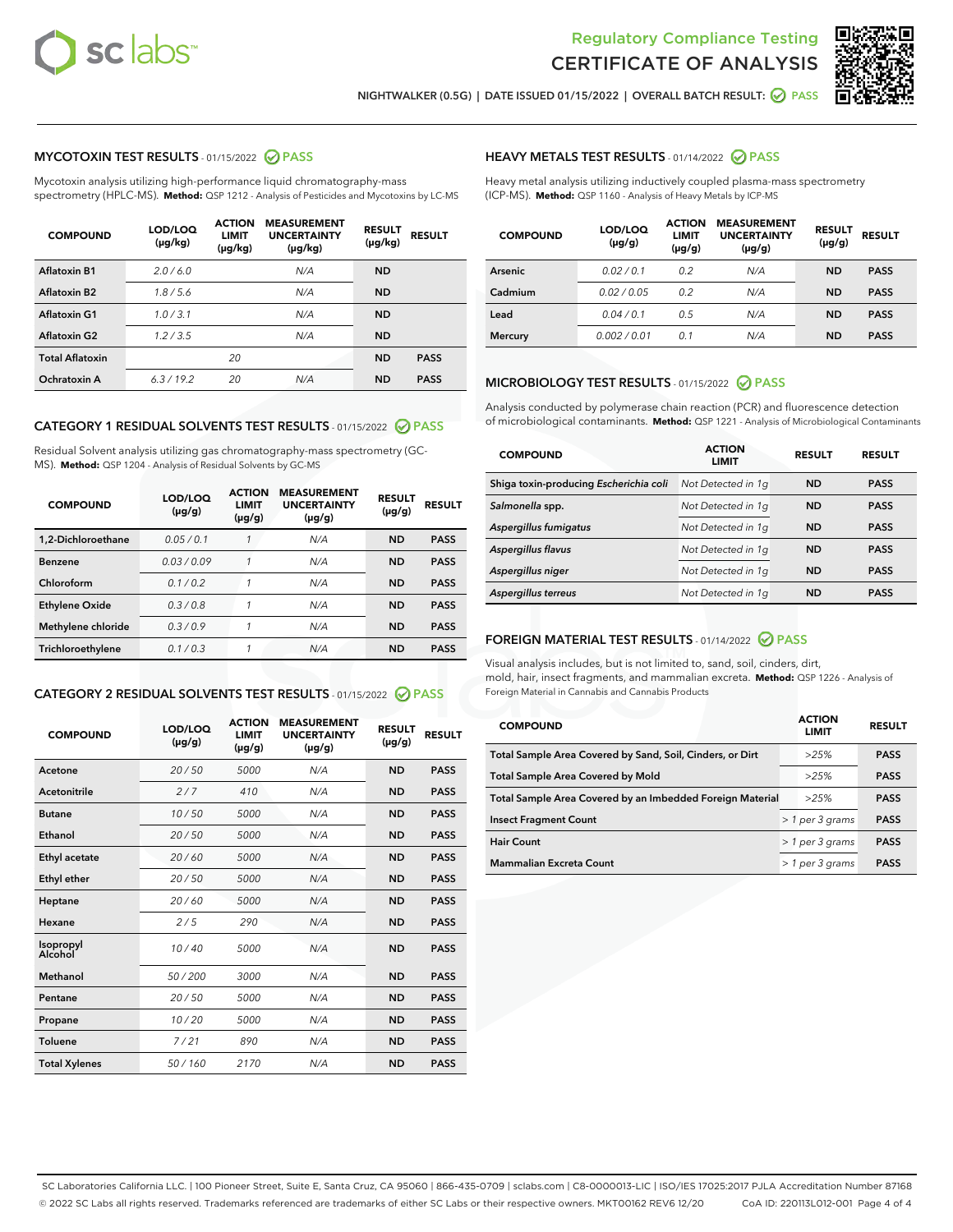# Regulatory Compliance Testing
# CERTIFICATE OF ANALYSIS

NIGHTWALKER (0.5G) | DATE ISSUED 01/15/2022 | OVERALL BATCH RESULT: PASS

## MYCOTOXIN TEST RESULTS - 01/15/2022 PASS

Mycotoxin analysis utilizing high-performance liquid chromatography-mass spectrometry (HPLC-MS). **Method:** QSP 1212 - Analysis of Pesticides and Mycotoxins by LC-MS

| COMPOUND | LOD/LOQ (µg/kg) | ACTION LIMIT (µg/kg) | MEASUREMENT UNCERTAINTY (µg/kg) | RESULT (µg/kg) | RESULT |
|---|---|---|---|---|---|
| Aflatoxin B1 | 2.0 / 6.0 | | N/A | ND | |
| Aflatoxin B2 | 1.8 / 5.6 | | N/A | ND | |
| Aflatoxin G1 | 1.0 / 3.1 | | N/A | ND | |
| Aflatoxin G2 | 1.2 / 3.5 | | N/A | ND | |
| Total Aflatoxin | | 20 | | ND | PASS |
| Ochratoxin A | 6.3 / 19.2 | 20 | N/A | ND | PASS |

## CATEGORY 1 RESIDUAL SOLVENTS TEST RESULTS - 01/15/2022 PASS

Residual Solvent analysis utilizing gas chromatography-mass spectrometry (GC-MS). **Method:** QSP 1204 - Analysis of Residual Solvents by GC-MS

| COMPOUND | LOD/LOQ (µg/g) | ACTION LIMIT (µg/g) | MEASUREMENT UNCERTAINTY (µg/g) | RESULT (µg/g) | RESULT |
|---|---|---|---|---|---|
| 1,2-Dichloroethane | 0.05 / 0.1 | 1 | N/A | ND | PASS |
| Benzene | 0.03 / 0.09 | 1 | N/A | ND | PASS |
| Chloroform | 0.1 / 0.2 | 1 | N/A | ND | PASS |
| Ethylene Oxide | 0.3 / 0.8 | 1 | N/A | ND | PASS |
| Methylene chloride | 0.3 / 0.9 | 1 | N/A | ND | PASS |
| Trichloroethylene | 0.1 / 0.3 | 1 | N/A | ND | PASS |

## CATEGORY 2 RESIDUAL SOLVENTS TEST RESULTS - 01/15/2022 PASS

| COMPOUND | LOD/LOQ (µg/g) | ACTION LIMIT (µg/g) | MEASUREMENT UNCERTAINTY (µg/g) | RESULT (µg/g) | RESULT |
|---|---|---|---|---|---|
| Acetone | 20 / 50 | 5000 | N/A | ND | PASS |
| Acetonitrile | 2 / 7 | 410 | N/A | ND | PASS |
| Butane | 10 / 50 | 5000 | N/A | ND | PASS |
| Ethanol | 20 / 50 | 5000 | N/A | ND | PASS |
| Ethyl acetate | 20 / 60 | 5000 | N/A | ND | PASS |
| Ethyl ether | 20 / 50 | 5000 | N/A | ND | PASS |
| Heptane | 20 / 60 | 5000 | N/A | ND | PASS |
| Hexane | 2 / 5 | 290 | N/A | ND | PASS |
| Isopropyl Alcohol | 10 / 40 | 5000 | N/A | ND | PASS |
| Methanol | 50 / 200 | 3000 | N/A | ND | PASS |
| Pentane | 20 / 50 | 5000 | N/A | ND | PASS |
| Propane | 10 / 20 | 5000 | N/A | ND | PASS |
| Toluene | 7 / 21 | 890 | N/A | ND | PASS |
| Total Xylenes | 50 / 160 | 2170 | N/A | ND | PASS |

## HEAVY METALS TEST RESULTS - 01/14/2022 PASS

Heavy metal analysis utilizing inductively coupled plasma-mass spectrometry (ICP-MS). **Method:** QSP 1160 - Analysis of Heavy Metals by ICP-MS

| COMPOUND | LOD/LOQ (µg/g) | ACTION LIMIT (µg/g) | MEASUREMENT UNCERTAINTY (µg/g) | RESULT (µg/g) | RESULT |
|---|---|---|---|---|---|
| Arsenic | 0.02 / 0.1 | 0.2 | N/A | ND | PASS |
| Cadmium | 0.02 / 0.05 | 0.2 | N/A | ND | PASS |
| Lead | 0.04 / 0.1 | 0.5 | N/A | ND | PASS |
| Mercury | 0.002 / 0.01 | 0.1 | N/A | ND | PASS |

## MICROBIOLOGY TEST RESULTS - 01/15/2022 PASS

Analysis conducted by polymerase chain reaction (PCR) and fluorescence detection of microbiological contaminants. **Method:** QSP 1221 - Analysis of Microbiological Contaminants

| COMPOUND | ACTION LIMIT | RESULT | RESULT |
|---|---|---|---|
| Shiga toxin-producing *Escherichia coli* | Not Detected in 1g | ND | PASS |
| *Salmonella* spp. | Not Detected in 1g | ND | PASS |
| *Aspergillus fumigatus* | Not Detected in 1g | ND | PASS |
| *Aspergillus flavus* | Not Detected in 1g | ND | PASS |
| *Aspergillus niger* | Not Detected in 1g | ND | PASS |
| *Aspergillus terreus* | Not Detected in 1g | ND | PASS |

## FOREIGN MATERIAL TEST RESULTS - 01/14/2022 PASS

Visual analysis includes, but is not limited to, sand, soil, cinders, dirt, mold, hair, insect fragments, and mammalian excreta. **Method:** QSP 1226 - Analysis of Foreign Material in Cannabis and Cannabis Products

| COMPOUND | ACTION LIMIT | RESULT |
|---|---|---|
| Total Sample Area Covered by Sand, Soil, Cinders, or Dirt | >25% | PASS |
| Total Sample Area Covered by Mold | >25% | PASS |
| Total Sample Area Covered by an Imbedded Foreign Material | >25% | PASS |
| Insect Fragment Count | > 1 per 3 grams | PASS |
| Hair Count | > 1 per 3 grams | PASS |
| Mammalian Excreta Count | > 1 per 3 grams | PASS |

SC Laboratories California LLC. | 100 Pioneer Street, Suite E, Santa Cruz, CA 95060 | 866-435-0709 | sclabs.com | C8-0000013-LIC | ISO/IES 17025:2017 PJLA Accreditation Number 87168
© 2022 SC Labs all rights reserved. Trademarks referenced are trademarks of either SC Labs or their respective owners. MKT00162 REV6 12/20 CoA ID: 220113L012-001